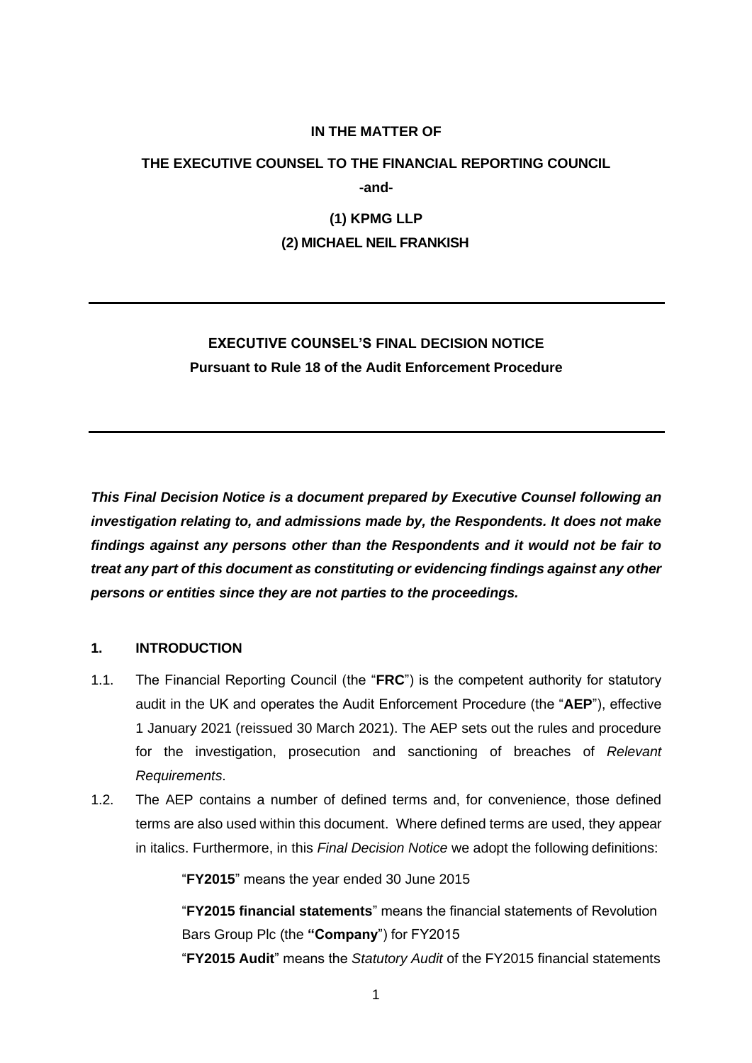**IN THE MATTER OF**

**THE EXECUTIVE COUNSEL TO THE FINANCIAL REPORTING COUNCIL**

**-and-**

**(1) KPMG LLP**

**(2) MICHAEL NEIL FRANKISH**

---

**EXECUTIVE COUNSEL'S FINAL DECISION NOTICE**

**Pursuant to Rule 18 of the Audit Enforcement Procedure**

---

***This Final Decision Notice is a document prepared by Executive Counsel following an investigation relating to, and admissions made by, the Respondents. It does not make findings against any persons other than the Respondents and it would not be fair to treat any part of this document as constituting or evidencing findings against any other persons or entities since they are not parties to the proceedings.***

## 1. INTRODUCTION

1.1. The Financial Reporting Council (the "**FRC**") is the competent authority for statutory audit in the UK and operates the Audit Enforcement Procedure (the "**AEP**"), effective 1 January 2021 (reissued 30 March 2021). The AEP sets out the rules and procedure for the investigation, prosecution and sanctioning of breaches of *Relevant Requirements*.

1.2. The AEP contains a number of defined terms and, for convenience, those defined terms are also used within this document. Where defined terms are used, they appear in italics. Furthermore, in this *Final Decision Notice* we adopt the following definitions:

"**FY2015**" means the year ended 30 June 2015

"**FY2015 financial statements**" means the financial statements of Revolution Bars Group Plc (the **"Company**") for FY2015

"**FY2015 Audit**" means the *Statutory Audit* of the FY2015 financial statements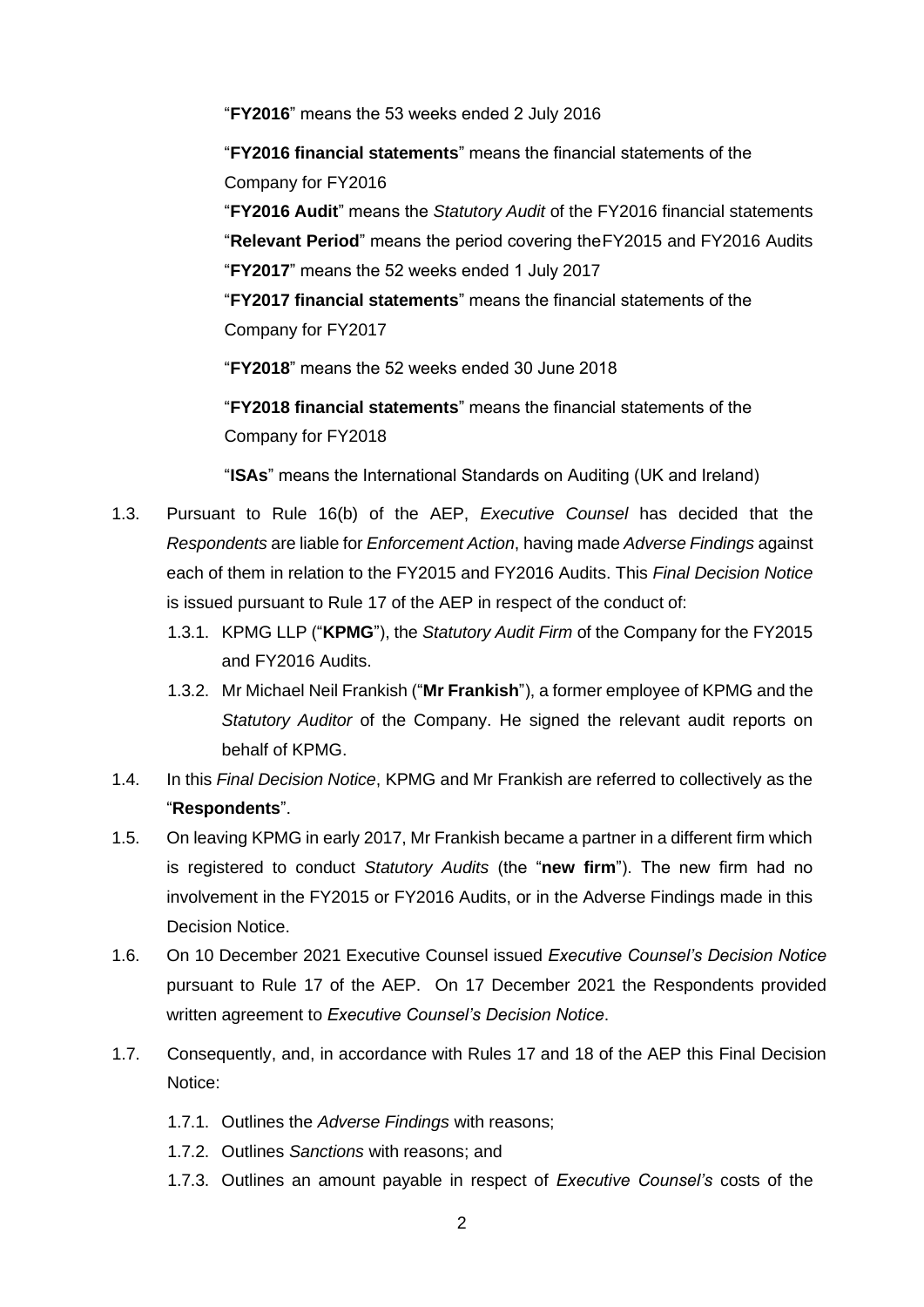"**FY2016**" means the 53 weeks ended 2 July 2016

"**FY2016 financial statements**" means the financial statements of the Company for FY2016

"**FY2016 Audit**" means the *Statutory Audit* of the FY2016 financial statements

"**Relevant Period**" means the period covering theFY2015 and FY2016 Audits

"**FY2017**" means the 52 weeks ended 1 July 2017

"**FY2017 financial statements**" means the financial statements of the Company for FY2017

"**FY2018**" means the 52 weeks ended 30 June 2018

"**FY2018 financial statements**" means the financial statements of the Company for FY2018

"**ISAs**" means the International Standards on Auditing (UK and Ireland)

1.3. Pursuant to Rule 16(b) of the AEP, *Executive Counsel* has decided that the *Respondents* are liable for *Enforcement Action*, having made *Adverse Findings* against each of them in relation to the FY2015 and FY2016 Audits. This *Final Decision Notice* is issued pursuant to Rule 17 of the AEP in respect of the conduct of:

   1.3.1. KPMG LLP ("**KPMG**"), the *Statutory Audit Firm* of the Company for the FY2015 and FY2016 Audits.

   1.3.2. Mr Michael Neil Frankish ("**Mr Frankish**"), a former employee of KPMG and the *Statutory Auditor* of the Company. He signed the relevant audit reports on behalf of KPMG.

1.4. In this *Final Decision Notice*, KPMG and Mr Frankish are referred to collectively as the "**Respondents**".

1.5. On leaving KPMG in early 2017, Mr Frankish became a partner in a different firm which is registered to conduct *Statutory Audits* (the "**new firm**"). The new firm had no involvement in the FY2015 or FY2016 Audits, or in the Adverse Findings made in this Decision Notice.

1.6. On 10 December 2021 Executive Counsel issued *Executive Counsel's Decision Notice* pursuant to Rule 17 of the AEP. On 17 December 2021 the Respondents provided written agreement to *Executive Counsel's Decision Notice*.

1.7. Consequently, and, in accordance with Rules 17 and 18 of the AEP this Final Decision Notice:

   1.7.1. Outlines the *Adverse Findings* with reasons;

   1.7.2. Outlines *Sanctions* with reasons; and

   1.7.3. Outlines an amount payable in respect of *Executive Counsel's* costs of the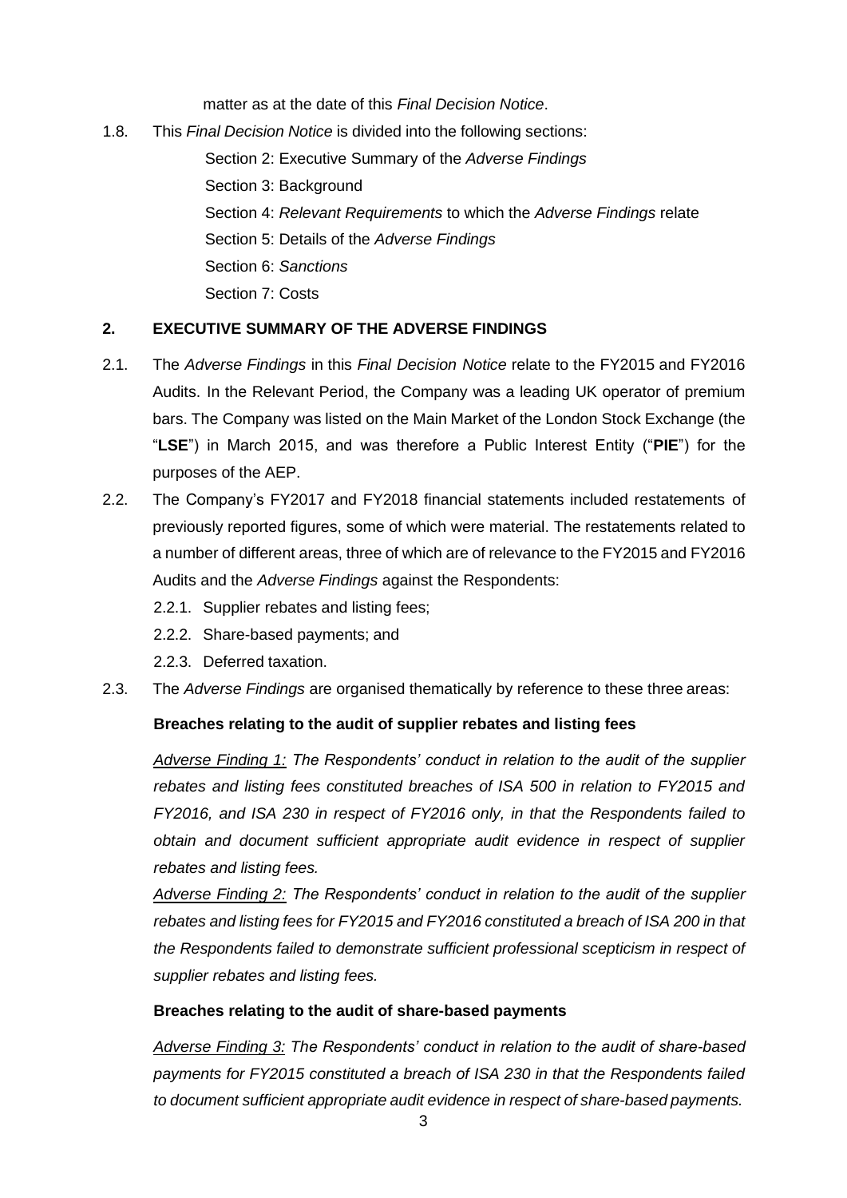matter as at the date of this *Final Decision Notice*.

1.8. This *Final Decision Notice* is divided into the following sections:

Section 2: Executive Summary of the *Adverse Findings*

Section 3: Background

Section 4: *Relevant Requirements* to which the *Adverse Findings* relate

Section 5: Details of the *Adverse Findings*

Section 6: *Sanctions*

Section 7: Costs

## 2. EXECUTIVE SUMMARY OF THE ADVERSE FINDINGS

2.1. The *Adverse Findings* in this *Final Decision Notice* relate to the FY2015 and FY2016 Audits. In the Relevant Period, the Company was a leading UK operator of premium bars. The Company was listed on the Main Market of the London Stock Exchange (the "**LSE**") in March 2015, and was therefore a Public Interest Entity ("**PIE**") for the purposes of the AEP.

2.2. The Company's FY2017 and FY2018 financial statements included restatements of previously reported figures, some of which were material. The restatements related to a number of different areas, three of which are of relevance to the FY2015 and FY2016 Audits and the *Adverse Findings* against the Respondents:

2.2.1. Supplier rebates and listing fees;

2.2.2. Share-based payments; and

2.2.3. Deferred taxation.

2.3. The *Adverse Findings* are organised thematically by reference to these three areas:

**Breaches relating to the audit of supplier rebates and listing fees**

*<u>Adverse Finding 1:</u> The Respondents' conduct in relation to the audit of the supplier rebates and listing fees constituted breaches of ISA 500 in relation to FY2015 and FY2016, and ISA 230 in respect of FY2016 only, in that the Respondents failed to obtain and document sufficient appropriate audit evidence in respect of supplier rebates and listing fees.*

*<u>Adverse Finding 2:</u> The Respondents' conduct in relation to the audit of the supplier rebates and listing fees for FY2015 and FY2016 constituted a breach of ISA 200 in that the Respondents failed to demonstrate sufficient professional scepticism in respect of supplier rebates and listing fees.*

**Breaches relating to the audit of share-based payments**

*<u>Adverse Finding 3:</u> The Respondents' conduct in relation to the audit of share-based payments for FY2015 constituted a breach of ISA 230 in that the Respondents failed to document sufficient appropriate audit evidence in respect of share-based payments.*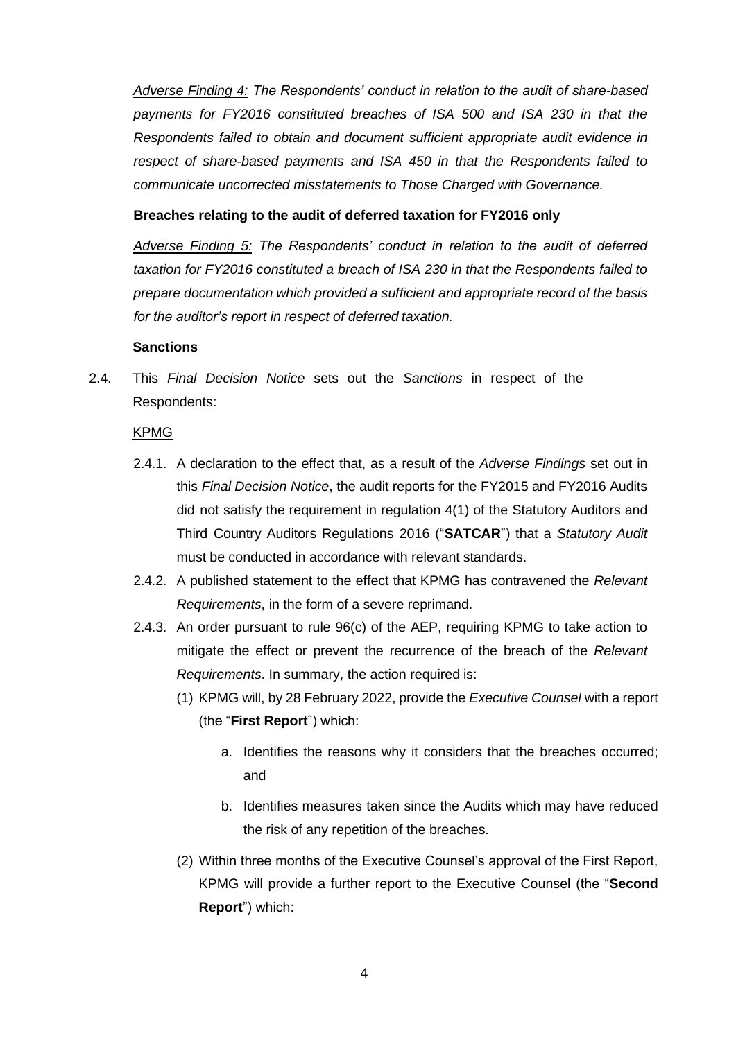*Adverse Finding 4: The Respondents' conduct in relation to the audit of share-based payments for FY2016 constituted breaches of ISA 500 and ISA 230 in that the Respondents failed to obtain and document sufficient appropriate audit evidence in respect of share-based payments and ISA 450 in that the Respondents failed to communicate uncorrected misstatements to Those Charged with Governance.*

**Breaches relating to the audit of deferred taxation for FY2016 only**

*Adverse Finding 5: The Respondents' conduct in relation to the audit of deferred taxation for FY2016 constituted a breach of ISA 230 in that the Respondents failed to prepare documentation which provided a sufficient and appropriate record of the basis for the auditor's report in respect of deferred taxation.*

**Sanctions**

2.4. This *Final Decision Notice* sets out the *Sanctions* in respect of the Respondents:

KPMG

2.4.1. A declaration to the effect that, as a result of the *Adverse Findings* set out in this *Final Decision Notice*, the audit reports for the FY2015 and FY2016 Audits did not satisfy the requirement in regulation 4(1) of the Statutory Auditors and Third Country Auditors Regulations 2016 ("**SATCAR**") that a *Statutory Audit* must be conducted in accordance with relevant standards.

2.4.2. A published statement to the effect that KPMG has contravened the *Relevant Requirements*, in the form of a severe reprimand.

2.4.3. An order pursuant to rule 96(c) of the AEP, requiring KPMG to take action to mitigate the effect or prevent the recurrence of the breach of the *Relevant Requirements*. In summary, the action required is:

(1) KPMG will, by 28 February 2022, provide the *Executive Counsel* with a report (the "**First Report**") which:

a. Identifies the reasons why it considers that the breaches occurred; and

b. Identifies measures taken since the Audits which may have reduced the risk of any repetition of the breaches.

(2) Within three months of the Executive Counsel's approval of the First Report, KPMG will provide a further report to the Executive Counsel (the "**Second Report**") which: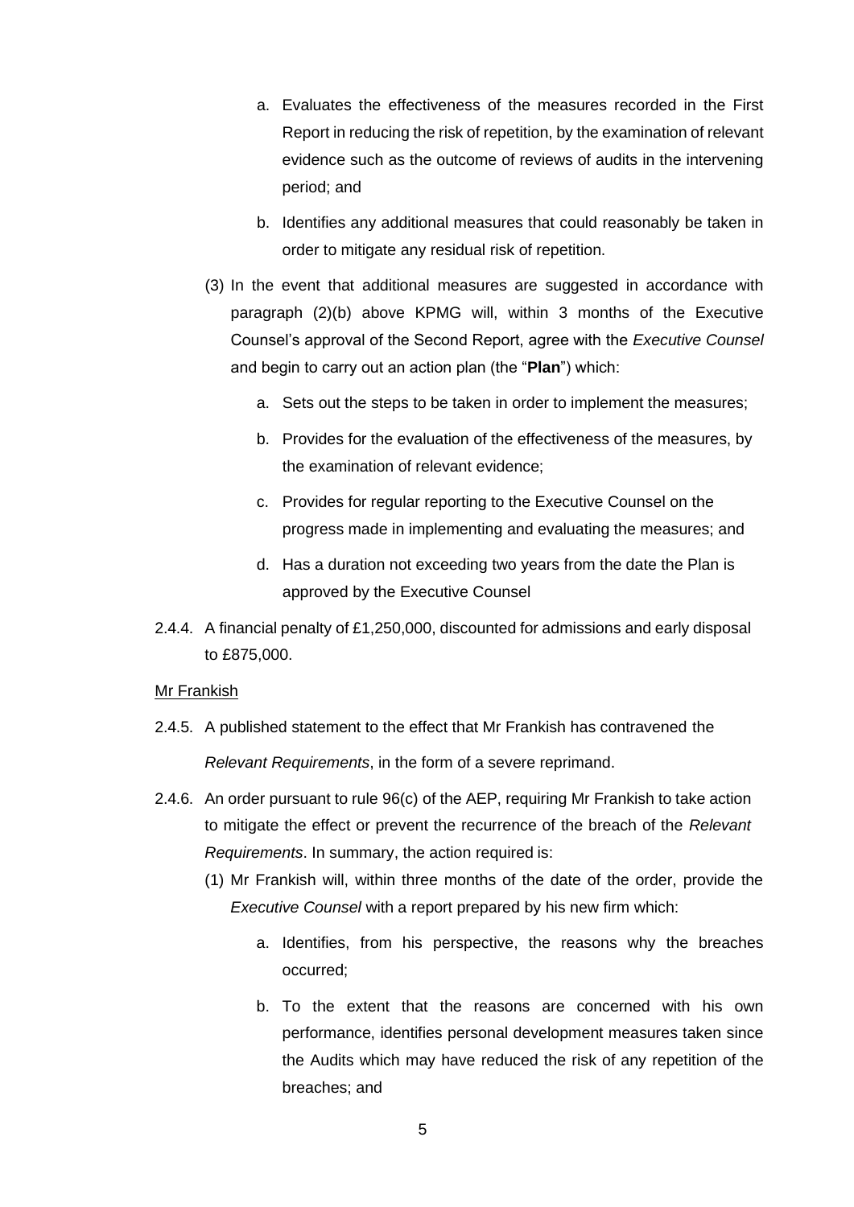a. Evaluates the effectiveness of the measures recorded in the First Report in reducing the risk of repetition, by the examination of relevant evidence such as the outcome of reviews of audits in the intervening period; and

   b. Identifies any additional measures that could reasonably be taken in order to mitigate any residual risk of repetition.

(3) In the event that additional measures are suggested in accordance with paragraph (2)(b) above KPMG will, within 3 months of the Executive Counsel's approval of the Second Report, agree with the *Executive Counsel* and begin to carry out an action plan (the "**Plan**") which:

   a. Sets out the steps to be taken in order to implement the measures;

   b. Provides for the evaluation of the effectiveness of the measures, by the examination of relevant evidence;

   c. Provides for regular reporting to the Executive Counsel on the progress made in implementing and evaluating the measures; and

   d. Has a duration not exceeding two years from the date the Plan is approved by the Executive Counsel

2.4.4. A financial penalty of £1,250,000, discounted for admissions and early disposal to £875,000.

Mr Frankish

2.4.5. A published statement to the effect that Mr Frankish has contravened the *Relevant Requirements*, in the form of a severe reprimand.

2.4.6. An order pursuant to rule 96(c) of the AEP, requiring Mr Frankish to take action to mitigate the effect or prevent the recurrence of the breach of the *Relevant Requirements*. In summary, the action required is:

(1) Mr Frankish will, within three months of the date of the order, provide the *Executive Counsel* with a report prepared by his new firm which:

   a. Identifies, from his perspective, the reasons why the breaches occurred;

   b. To the extent that the reasons are concerned with his own performance, identifies personal development measures taken since the Audits which may have reduced the risk of any repetition of the breaches; and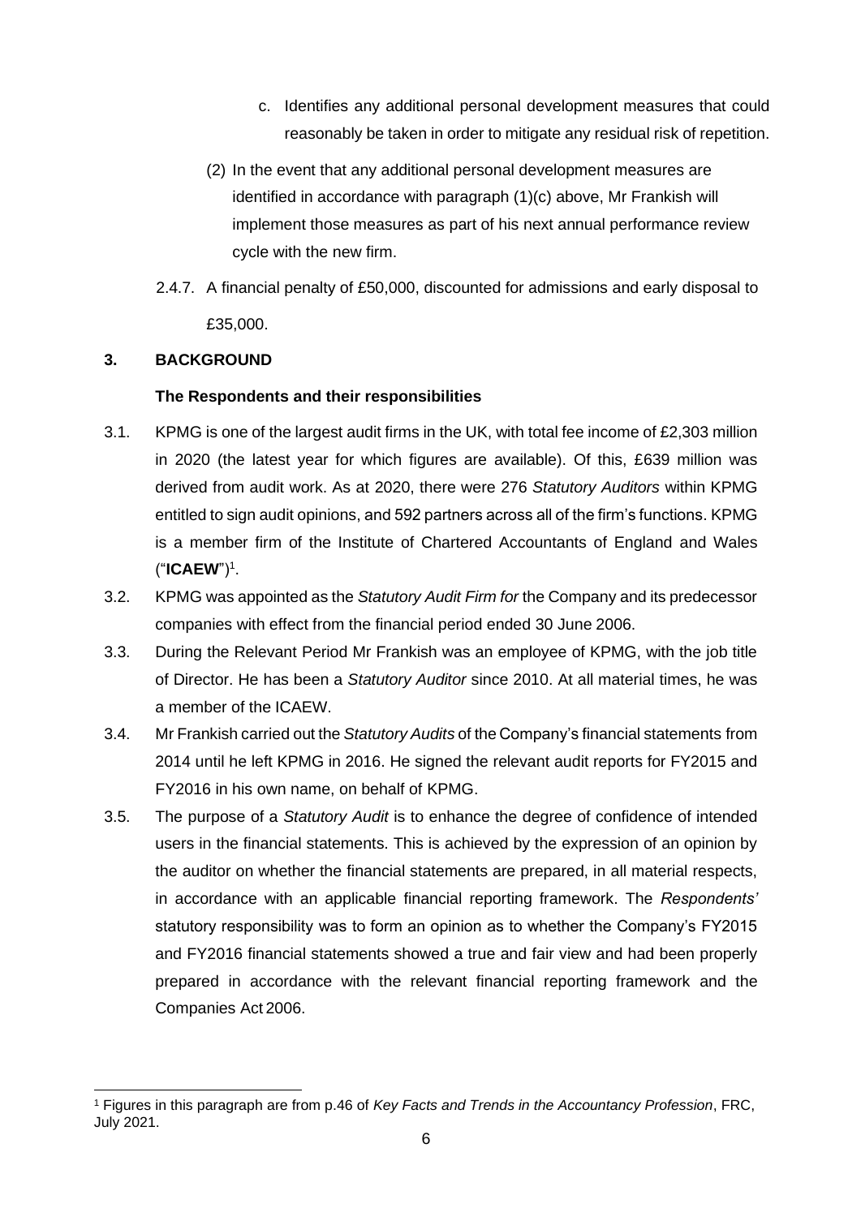c. Identifies any additional personal development measures that could reasonably be taken in order to mitigate any residual risk of repetition.

(2) In the event that any additional personal development measures are identified in accordance with paragraph (1)(c) above, Mr Frankish will implement those measures as part of his next annual performance review cycle with the new firm.

2.4.7. A financial penalty of £50,000, discounted for admissions and early disposal to £35,000.

## 3. BACKGROUND

### The Respondents and their responsibilities

3.1. KPMG is one of the largest audit firms in the UK, with total fee income of £2,303 million in 2020 (the latest year for which figures are available). Of this, £639 million was derived from audit work. As at 2020, there were 276 *Statutory Auditors* within KPMG entitled to sign audit opinions, and 592 partners across all of the firm's functions. KPMG is a member firm of the Institute of Chartered Accountants of England and Wales ("**ICAEW**")[1].

3.2. KPMG was appointed as the *Statutory Audit Firm for* the Company and its predecessor companies with effect from the financial period ended 30 June 2006.

3.3. During the Relevant Period Mr Frankish was an employee of KPMG, with the job title of Director. He has been a *Statutory Auditor* since 2010. At all material times, he was a member of the ICAEW.

3.4. Mr Frankish carried out the *Statutory Audits* of the Company's financial statements from 2014 until he left KPMG in 2016. He signed the relevant audit reports for FY2015 and FY2016 in his own name, on behalf of KPMG.

3.5. The purpose of a *Statutory Audit* is to enhance the degree of confidence of intended users in the financial statements. This is achieved by the expression of an opinion by the auditor on whether the financial statements are prepared, in all material respects, in accordance with an applicable financial reporting framework. The *Respondents'* statutory responsibility was to form an opinion as to whether the Company's FY2015 and FY2016 financial statements showed a true and fair view and had been properly prepared in accordance with the relevant financial reporting framework and the Companies Act 2006.

[1] Figures in this paragraph are from p.46 of *Key Facts and Trends in the Accountancy Profession*, FRC, July 2021.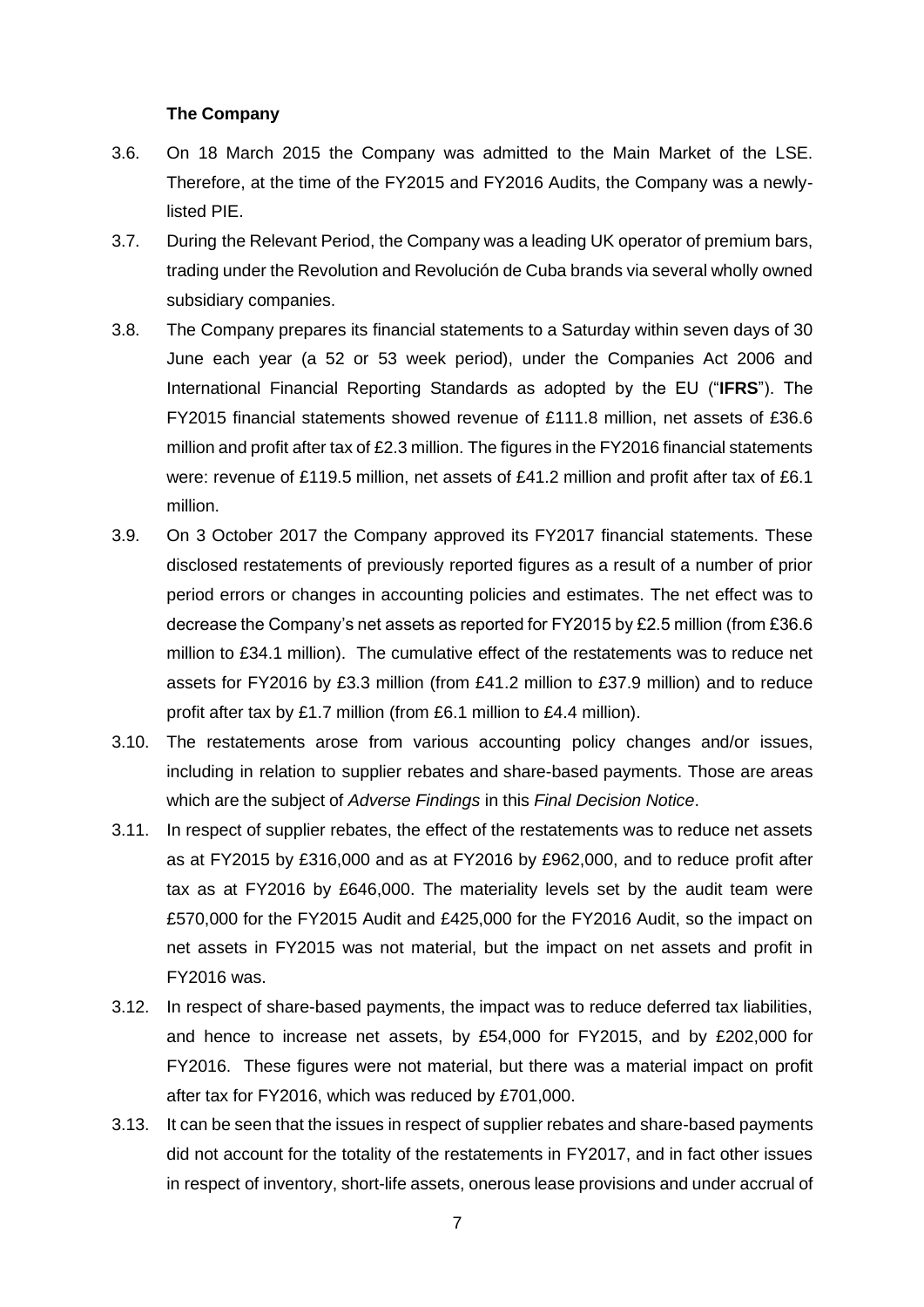### The Company

3.6. On 18 March 2015 the Company was admitted to the Main Market of the LSE. Therefore, at the time of the FY2015 and FY2016 Audits, the Company was a newly-listed PIE.

3.7. During the Relevant Period, the Company was a leading UK operator of premium bars, trading under the Revolution and Revolución de Cuba brands via several wholly owned subsidiary companies.

3.8. The Company prepares its financial statements to a Saturday within seven days of 30 June each year (a 52 or 53 week period), under the Companies Act 2006 and International Financial Reporting Standards as adopted by the EU ("**IFRS**"). The FY2015 financial statements showed revenue of £111.8 million, net assets of £36.6 million and profit after tax of £2.3 million. The figures in the FY2016 financial statements were: revenue of £119.5 million, net assets of £41.2 million and profit after tax of £6.1 million.

3.9. On 3 October 2017 the Company approved its FY2017 financial statements. These disclosed restatements of previously reported figures as a result of a number of prior period errors or changes in accounting policies and estimates. The net effect was to decrease the Company's net assets as reported for FY2015 by £2.5 million (from £36.6 million to £34.1 million). The cumulative effect of the restatements was to reduce net assets for FY2016 by £3.3 million (from £41.2 million to £37.9 million) and to reduce profit after tax by £1.7 million (from £6.1 million to £4.4 million).

3.10. The restatements arose from various accounting policy changes and/or issues, including in relation to supplier rebates and share-based payments. Those are areas which are the subject of *Adverse Findings* in this *Final Decision Notice*.

3.11. In respect of supplier rebates, the effect of the restatements was to reduce net assets as at FY2015 by £316,000 and as at FY2016 by £962,000, and to reduce profit after tax as at FY2016 by £646,000. The materiality levels set by the audit team were £570,000 for the FY2015 Audit and £425,000 for the FY2016 Audit, so the impact on net assets in FY2015 was not material, but the impact on net assets and profit in FY2016 was.

3.12. In respect of share-based payments, the impact was to reduce deferred tax liabilities, and hence to increase net assets, by £54,000 for FY2015, and by £202,000 for FY2016. These figures were not material, but there was a material impact on profit after tax for FY2016, which was reduced by £701,000.

3.13. It can be seen that the issues in respect of supplier rebates and share-based payments did not account for the totality of the restatements in FY2017, and in fact other issues in respect of inventory, short-life assets, onerous lease provisions and under accrual of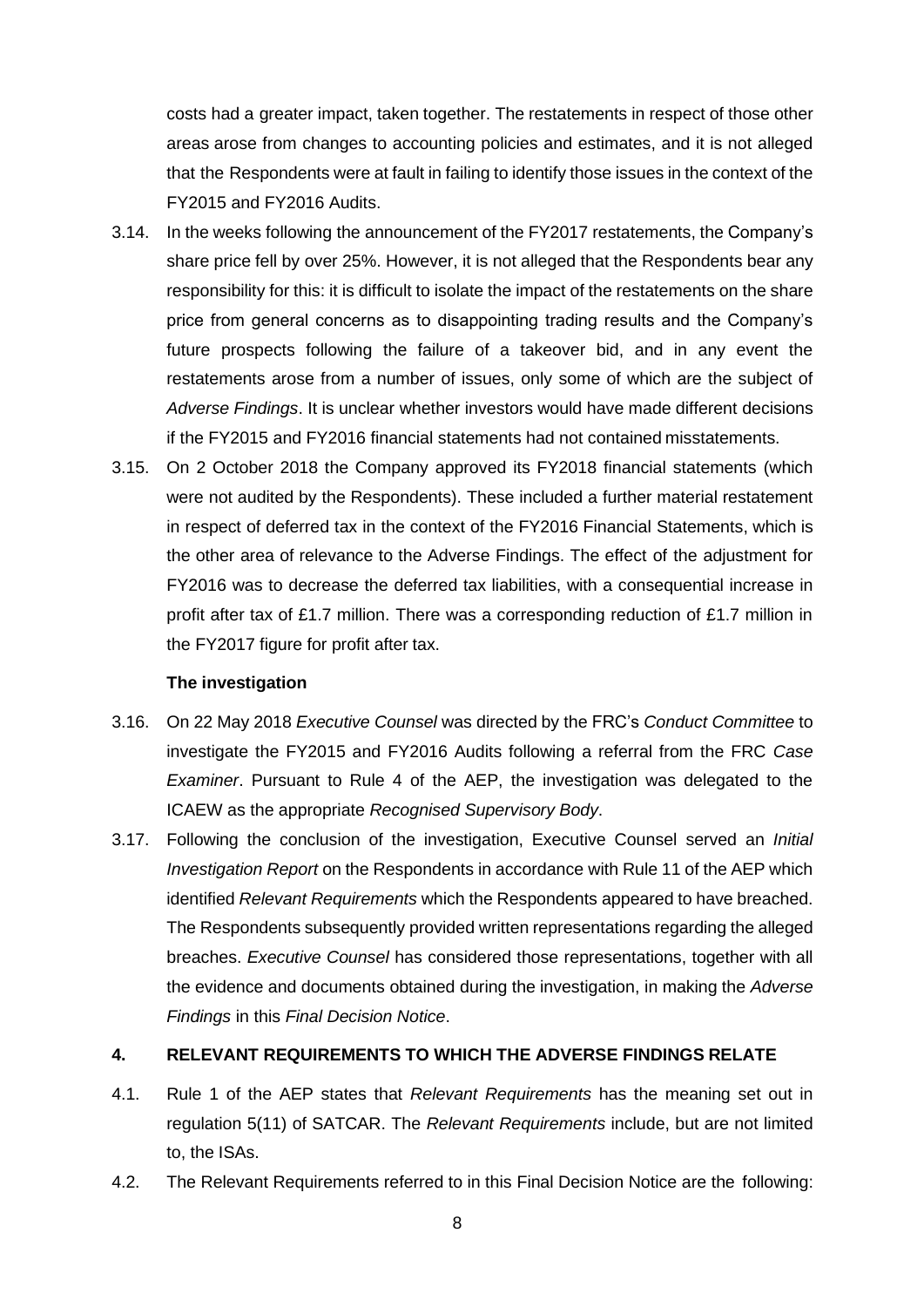costs had a greater impact, taken together. The restatements in respect of those other areas arose from changes to accounting policies and estimates, and it is not alleged that the Respondents were at fault in failing to identify those issues in the context of the FY2015 and FY2016 Audits.

3.14. In the weeks following the announcement of the FY2017 restatements, the Company's share price fell by over 25%. However, it is not alleged that the Respondents bear any responsibility for this: it is difficult to isolate the impact of the restatements on the share price from general concerns as to disappointing trading results and the Company's future prospects following the failure of a takeover bid, and in any event the restatements arose from a number of issues, only some of which are the subject of *Adverse Findings*. It is unclear whether investors would have made different decisions if the FY2015 and FY2016 financial statements had not contained misstatements.

3.15. On 2 October 2018 the Company approved its FY2018 financial statements (which were not audited by the Respondents). These included a further material restatement in respect of deferred tax in the context of the FY2016 Financial Statements, which is the other area of relevance to the Adverse Findings. The effect of the adjustment for FY2016 was to decrease the deferred tax liabilities, with a consequential increase in profit after tax of £1.7 million. There was a corresponding reduction of £1.7 million in the FY2017 figure for profit after tax.

**The investigation**

3.16. On 22 May 2018 *Executive Counsel* was directed by the FRC's *Conduct Committee* to investigate the FY2015 and FY2016 Audits following a referral from the FRC *Case Examiner*. Pursuant to Rule 4 of the AEP, the investigation was delegated to the ICAEW as the appropriate *Recognised Supervisory Body*.

3.17. Following the conclusion of the investigation, Executive Counsel served an *Initial Investigation Report* on the Respondents in accordance with Rule 11 of the AEP which identified *Relevant Requirements* which the Respondents appeared to have breached. The Respondents subsequently provided written representations regarding the alleged breaches. *Executive Counsel* has considered those representations, together with all the evidence and documents obtained during the investigation, in making the *Adverse Findings* in this *Final Decision Notice*.

## 4. RELEVANT REQUIREMENTS TO WHICH THE ADVERSE FINDINGS RELATE

4.1. Rule 1 of the AEP states that *Relevant Requirements* has the meaning set out in regulation 5(11) of SATCAR. The *Relevant Requirements* include, but are not limited to, the ISAs.

4.2. The Relevant Requirements referred to in this Final Decision Notice are the following: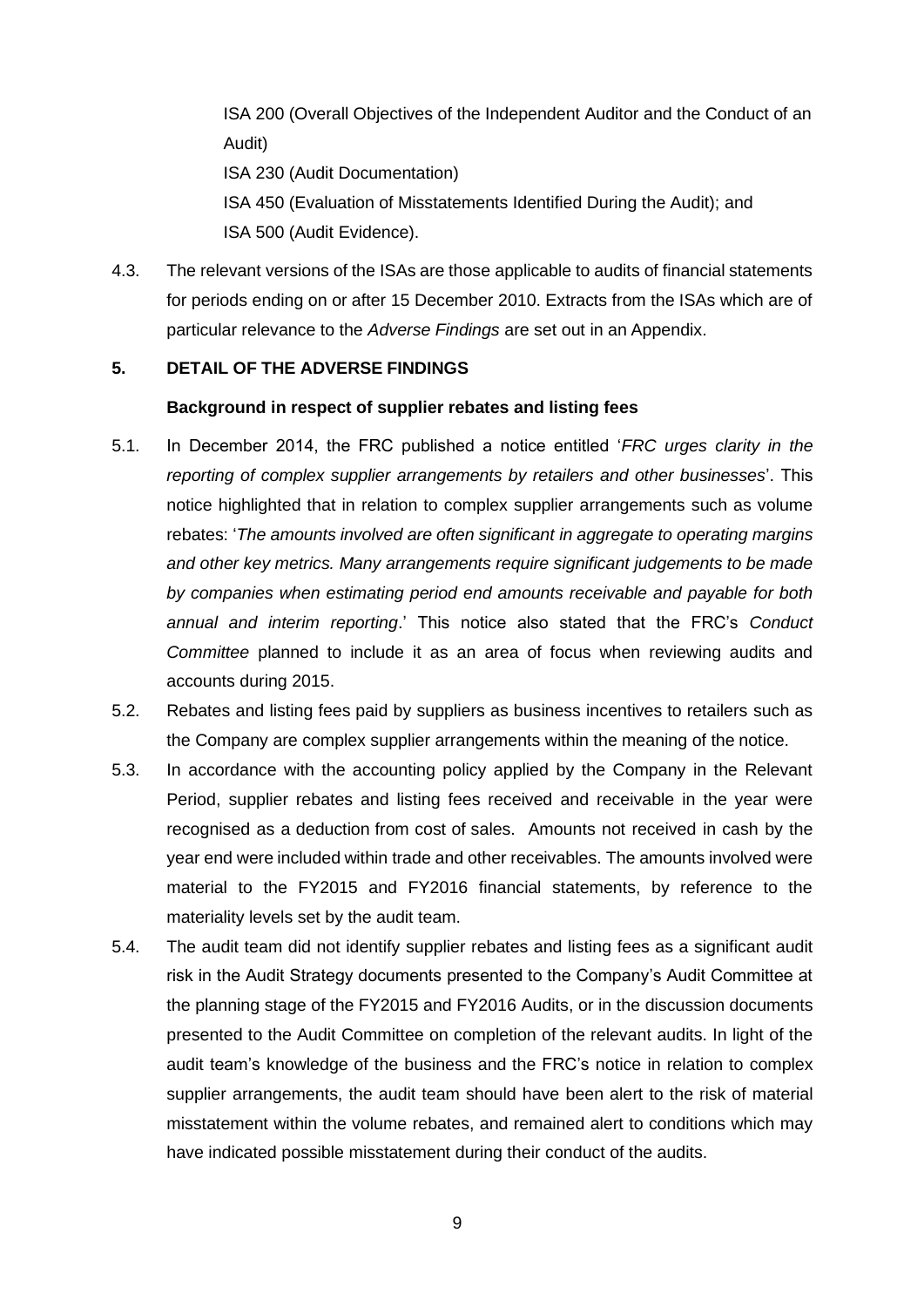ISA 200 (Overall Objectives of the Independent Auditor and the Conduct of an Audit)

ISA 230 (Audit Documentation)

ISA 450 (Evaluation of Misstatements Identified During the Audit); and

ISA 500 (Audit Evidence).

4.3. The relevant versions of the ISAs are those applicable to audits of financial statements for periods ending on or after 15 December 2010. Extracts from the ISAs which are of particular relevance to the *Adverse Findings* are set out in an Appendix.

## 5. DETAIL OF THE ADVERSE FINDINGS

### Background in respect of supplier rebates and listing fees

5.1. In December 2014, the FRC published a notice entitled '*FRC urges clarity in the reporting of complex supplier arrangements by retailers and other businesses*'. This notice highlighted that in relation to complex supplier arrangements such as volume rebates: '*The amounts involved are often significant in aggregate to operating margins and other key metrics. Many arrangements require significant judgements to be made by companies when estimating period end amounts receivable and payable for both annual and interim reporting*.' This notice also stated that the FRC's *Conduct Committee* planned to include it as an area of focus when reviewing audits and accounts during 2015.

5.2. Rebates and listing fees paid by suppliers as business incentives to retailers such as the Company are complex supplier arrangements within the meaning of the notice.

5.3. In accordance with the accounting policy applied by the Company in the Relevant Period, supplier rebates and listing fees received and receivable in the year were recognised as a deduction from cost of sales. Amounts not received in cash by the year end were included within trade and other receivables. The amounts involved were material to the FY2015 and FY2016 financial statements, by reference to the materiality levels set by the audit team.

5.4. The audit team did not identify supplier rebates and listing fees as a significant audit risk in the Audit Strategy documents presented to the Company's Audit Committee at the planning stage of the FY2015 and FY2016 Audits, or in the discussion documents presented to the Audit Committee on completion of the relevant audits. In light of the audit team's knowledge of the business and the FRC's notice in relation to complex supplier arrangements, the audit team should have been alert to the risk of material misstatement within the volume rebates, and remained alert to conditions which may have indicated possible misstatement during their conduct of the audits.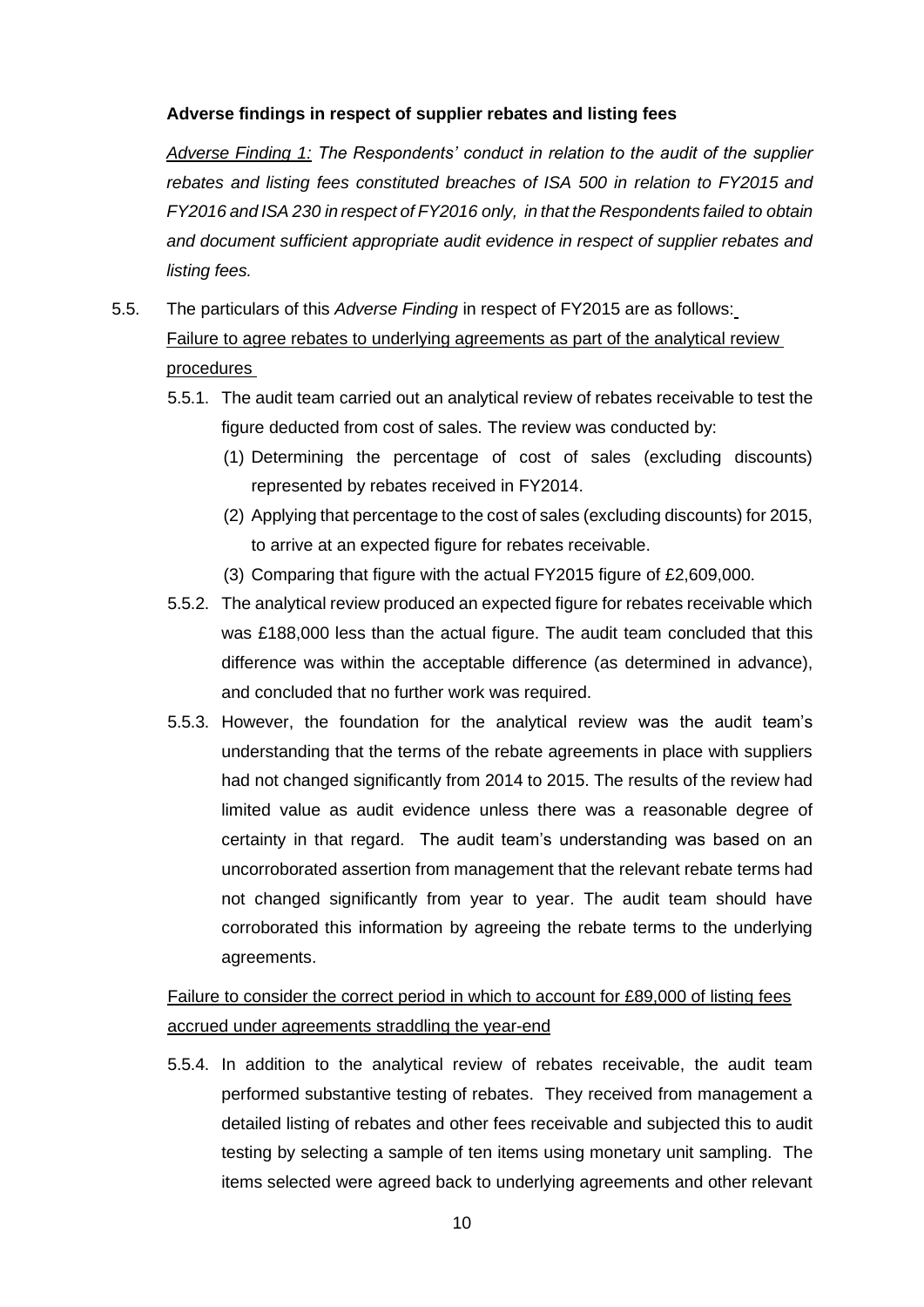**Adverse findings in respect of supplier rebates and listing fees**

*Adverse Finding 1: The Respondents' conduct in relation to the audit of the supplier rebates and listing fees constituted breaches of ISA 500 in relation to FY2015 and FY2016 and ISA 230 in respect of FY2016 only, in that the Respondents failed to obtain and document sufficient appropriate audit evidence in respect of supplier rebates and listing fees.*

5.5. The particulars of this *Adverse Finding* in respect of FY2015 are as follows:

Failure to agree rebates to underlying agreements as part of the analytical review procedures

5.5.1. The audit team carried out an analytical review of rebates receivable to test the figure deducted from cost of sales. The review was conducted by:

(1) Determining the percentage of cost of sales (excluding discounts) represented by rebates received in FY2014.

(2) Applying that percentage to the cost of sales (excluding discounts) for 2015, to arrive at an expected figure for rebates receivable.

(3) Comparing that figure with the actual FY2015 figure of £2,609,000.

5.5.2. The analytical review produced an expected figure for rebates receivable which was £188,000 less than the actual figure. The audit team concluded that this difference was within the acceptable difference (as determined in advance), and concluded that no further work was required.

5.5.3. However, the foundation for the analytical review was the audit team's understanding that the terms of the rebate agreements in place with suppliers had not changed significantly from 2014 to 2015. The results of the review had limited value as audit evidence unless there was a reasonable degree of certainty in that regard. The audit team's understanding was based on an uncorroborated assertion from management that the relevant rebate terms had not changed significantly from year to year. The audit team should have corroborated this information by agreeing the rebate terms to the underlying agreements.

Failure to consider the correct period in which to account for £89,000 of listing fees accrued under agreements straddling the year-end

5.5.4. In addition to the analytical review of rebates receivable, the audit team performed substantive testing of rebates. They received from management a detailed listing of rebates and other fees receivable and subjected this to audit testing by selecting a sample of ten items using monetary unit sampling. The items selected were agreed back to underlying agreements and other relevant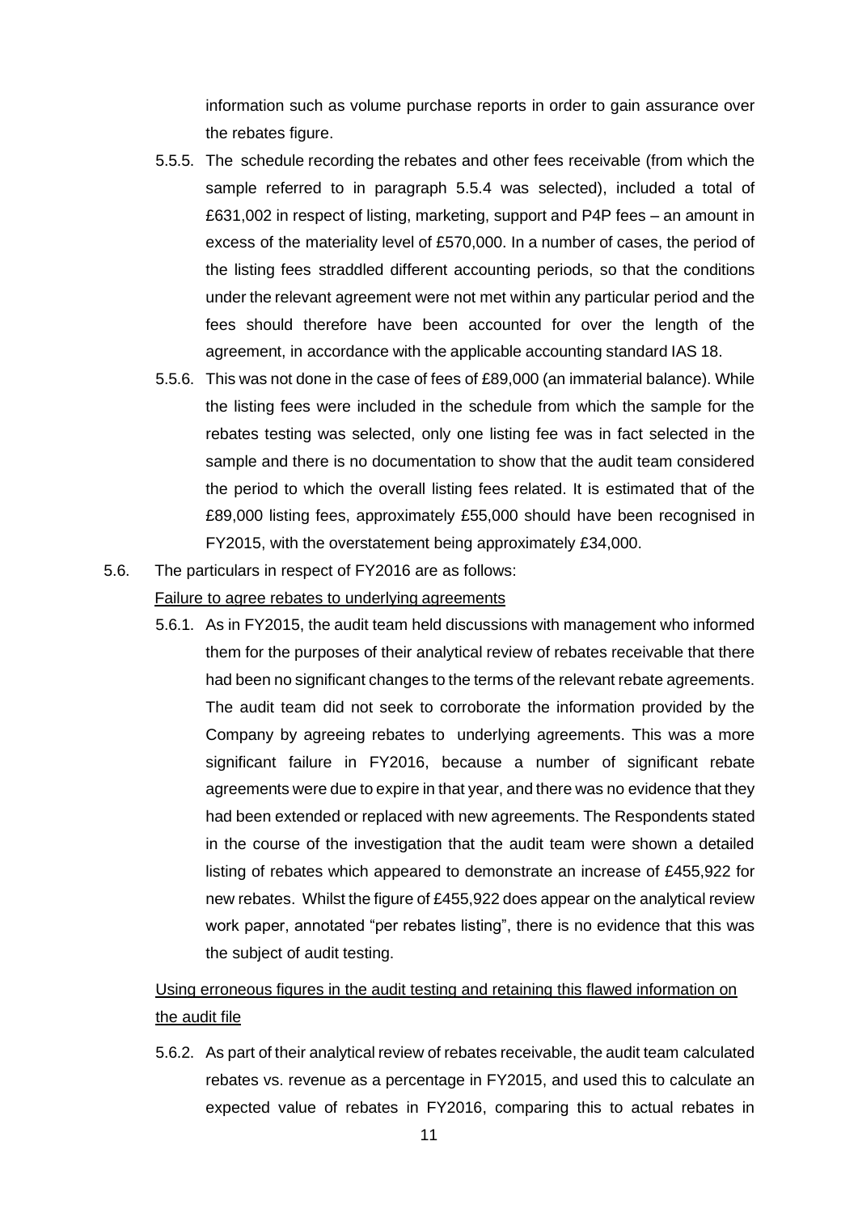information such as volume purchase reports in order to gain assurance over the rebates figure.

5.5.5. The schedule recording the rebates and other fees receivable (from which the sample referred to in paragraph 5.5.4 was selected), included a total of £631,002 in respect of listing, marketing, support and P4P fees – an amount in excess of the materiality level of £570,000. In a number of cases, the period of the listing fees straddled different accounting periods, so that the conditions under the relevant agreement were not met within any particular period and the fees should therefore have been accounted for over the length of the agreement, in accordance with the applicable accounting standard IAS 18.

5.5.6. This was not done in the case of fees of £89,000 (an immaterial balance). While the listing fees were included in the schedule from which the sample for the rebates testing was selected, only one listing fee was in fact selected in the sample and there is no documentation to show that the audit team considered the period to which the overall listing fees related. It is estimated that of the £89,000 listing fees, approximately £55,000 should have been recognised in FY2015, with the overstatement being approximately £34,000.

5.6. The particulars in respect of FY2016 are as follows:

Failure to agree rebates to underlying agreements

5.6.1. As in FY2015, the audit team held discussions with management who informed them for the purposes of their analytical review of rebates receivable that there had been no significant changes to the terms of the relevant rebate agreements. The audit team did not seek to corroborate the information provided by the Company by agreeing rebates to underlying agreements. This was a more significant failure in FY2016, because a number of significant rebate agreements were due to expire in that year, and there was no evidence that they had been extended or replaced with new agreements. The Respondents stated in the course of the investigation that the audit team were shown a detailed listing of rebates which appeared to demonstrate an increase of £455,922 for new rebates. Whilst the figure of £455,922 does appear on the analytical review work paper, annotated "per rebates listing", there is no evidence that this was the subject of audit testing.

Using erroneous figures in the audit testing and retaining this flawed information on the audit file

5.6.2. As part of their analytical review of rebates receivable, the audit team calculated rebates vs. revenue as a percentage in FY2015, and used this to calculate an expected value of rebates in FY2016, comparing this to actual rebates in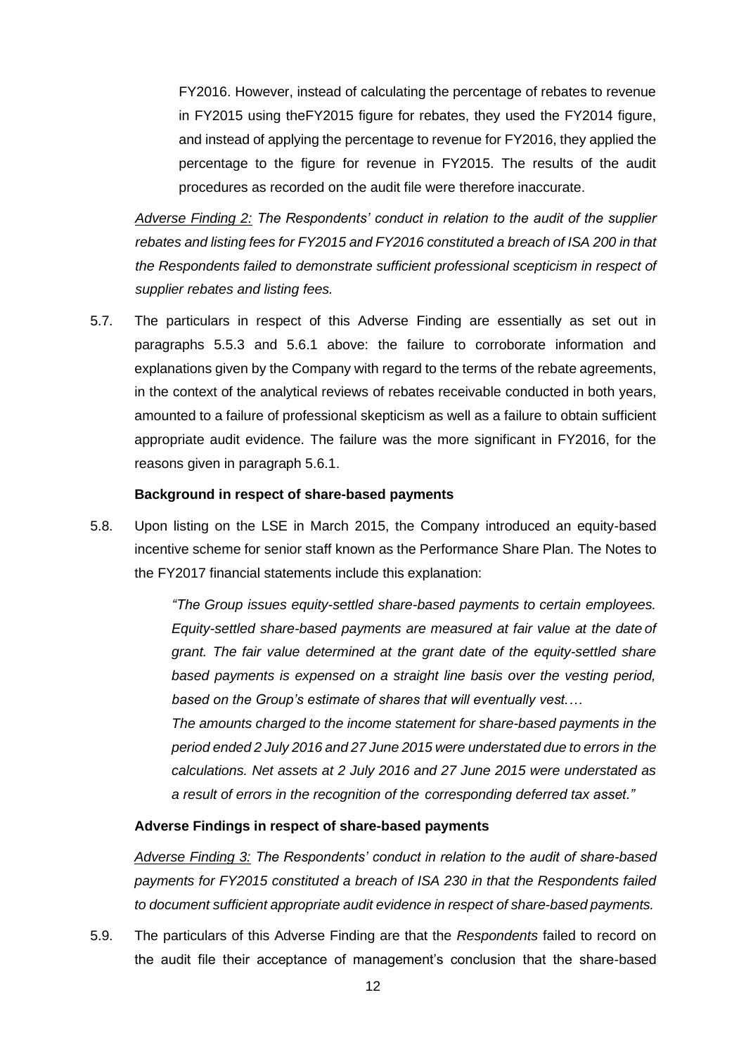FY2016. However, instead of calculating the percentage of rebates to revenue in FY2015 using theFY2015 figure for rebates, they used the FY2014 figure, and instead of applying the percentage to revenue for FY2016, they applied the percentage to the figure for revenue in FY2015. The results of the audit procedures as recorded on the audit file were therefore inaccurate.

*Adverse Finding 2: The Respondents' conduct in relation to the audit of the supplier rebates and listing fees for FY2015 and FY2016 constituted a breach of ISA 200 in that the Respondents failed to demonstrate sufficient professional scepticism in respect of supplier rebates and listing fees.*

5.7. The particulars in respect of this Adverse Finding are essentially as set out in paragraphs 5.5.3 and 5.6.1 above: the failure to corroborate information and explanations given by the Company with regard to the terms of the rebate agreements, in the context of the analytical reviews of rebates receivable conducted in both years, amounted to a failure of professional skepticism as well as a failure to obtain sufficient appropriate audit evidence. The failure was the more significant in FY2016, for the reasons given in paragraph 5.6.1.

**Background in respect of share-based payments**

5.8. Upon listing on the LSE in March 2015, the Company introduced an equity-based incentive scheme for senior staff known as the Performance Share Plan. The Notes to the FY2017 financial statements include this explanation:

> *"The Group issues equity-settled share-based payments to certain employees. Equity-settled share-based payments are measured at fair value at the date of grant. The fair value determined at the grant date of the equity-settled share based payments is expensed on a straight line basis over the vesting period, based on the Group's estimate of shares that will eventually vest.…*
>
> *The amounts charged to the income statement for share-based payments in the period ended 2 July 2016 and 27 June 2015 were understated due to errors in the calculations. Net assets at 2 July 2016 and 27 June 2015 were understated as a result of errors in the recognition of the corresponding deferred tax asset."*

**Adverse Findings in respect of share-based payments**

*Adverse Finding 3: The Respondents' conduct in relation to the audit of share-based payments for FY2015 constituted a breach of ISA 230 in that the Respondents failed to document sufficient appropriate audit evidence in respect of share-based payments.*

5.9. The particulars of this Adverse Finding are that the *Respondents* failed to record on the audit file their acceptance of management's conclusion that the share-based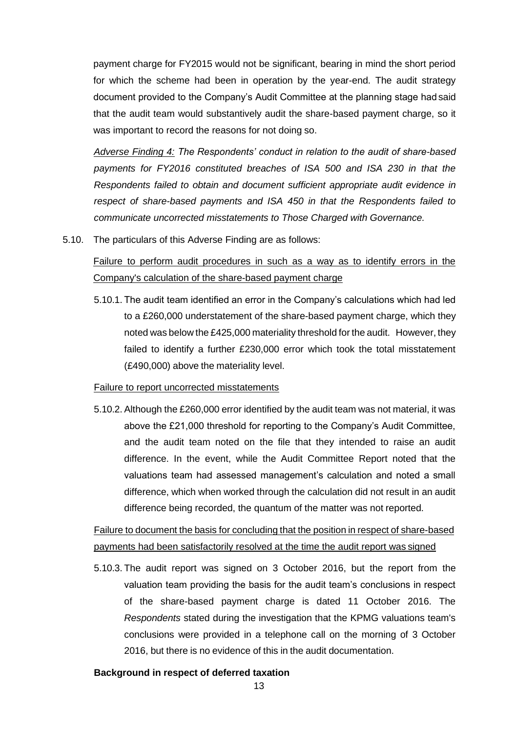payment charge for FY2015 would not be significant, bearing in mind the short period for which the scheme had been in operation by the year-end. The audit strategy document provided to the Company's Audit Committee at the planning stage had said that the audit team would substantively audit the share-based payment charge, so it was important to record the reasons for not doing so.

*<u>Adverse Finding 4:</u> The Respondents' conduct in relation to the audit of share-based payments for FY2016 constituted breaches of ISA 500 and ISA 230 in that the Respondents failed to obtain and document sufficient appropriate audit evidence in respect of share-based payments and ISA 450 in that the Respondents failed to communicate uncorrected misstatements to Those Charged with Governance.*

5.10. The particulars of this Adverse Finding are as follows:

<u>Failure to perform audit procedures in such as a way as to identify errors in the Company's calculation of the share-based payment charge</u>

5.10.1. The audit team identified an error in the Company's calculations which had led to a £260,000 understatement of the share-based payment charge, which they noted was below the £425,000 materiality threshold for the audit. However, they failed to identify a further £230,000 error which took the total misstatement (£490,000) above the materiality level.

<u>Failure to report uncorrected misstatements</u>

5.10.2. Although the £260,000 error identified by the audit team was not material, it was above the £21,000 threshold for reporting to the Company's Audit Committee, and the audit team noted on the file that they intended to raise an audit difference. In the event, while the Audit Committee Report noted that the valuations team had assessed management's calculation and noted a small difference, which when worked through the calculation did not result in an audit difference being recorded, the quantum of the matter was not reported.

<u>Failure to document the basis for concluding that the position in respect of share-based payments had been satisfactorily resolved at the time the audit report was signed</u>

5.10.3. The audit report was signed on 3 October 2016, but the report from the valuation team providing the basis for the audit team's conclusions in respect of the share-based payment charge is dated 11 October 2016. The *Respondents* stated during the investigation that the KPMG valuations team's conclusions were provided in a telephone call on the morning of 3 October 2016, but there is no evidence of this in the audit documentation.

**Background in respect of deferred taxation**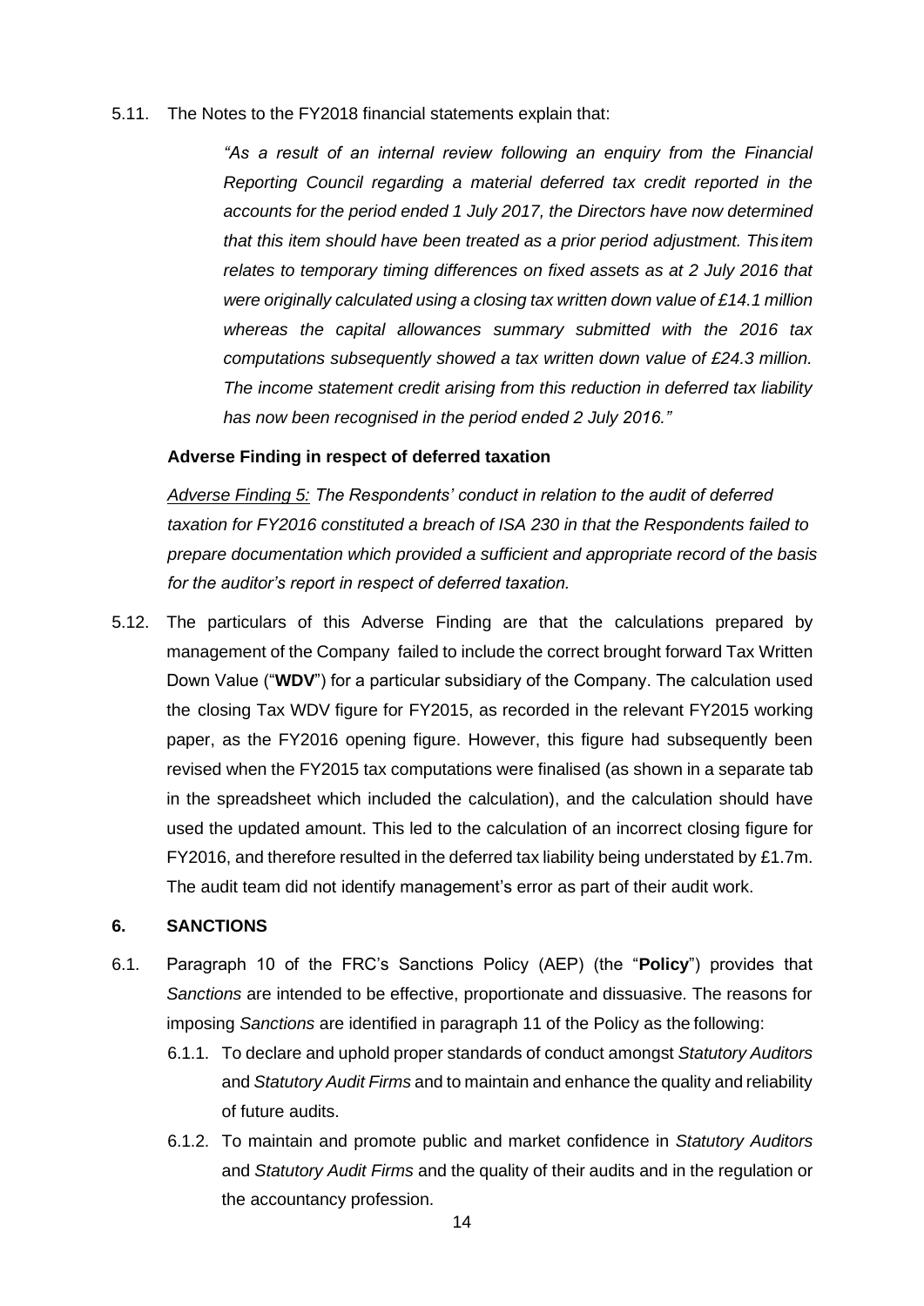5.11. The Notes to the FY2018 financial statements explain that:

> *"As a result of an internal review following an enquiry from the Financial Reporting Council regarding a material deferred tax credit reported in the accounts for the period ended 1 July 2017, the Directors have now determined that this item should have been treated as a prior period adjustment. This item relates to temporary timing differences on fixed assets as at 2 July 2016 that were originally calculated using a closing tax written down value of £14.1 million whereas the capital allowances summary submitted with the 2016 tax computations subsequently showed a tax written down value of £24.3 million. The income statement credit arising from this reduction in deferred tax liability has now been recognised in the period ended 2 July 2016."*

**Adverse Finding in respect of deferred taxation**

*Adverse Finding 5: The Respondents' conduct in relation to the audit of deferred taxation for FY2016 constituted a breach of ISA 230 in that the Respondents failed to prepare documentation which provided a sufficient and appropriate record of the basis for the auditor's report in respect of deferred taxation.*

5.12. The particulars of this Adverse Finding are that the calculations prepared by management of the Company failed to include the correct brought forward Tax Written Down Value ("**WDV**") for a particular subsidiary of the Company. The calculation used the closing Tax WDV figure for FY2015, as recorded in the relevant FY2015 working paper, as the FY2016 opening figure. However, this figure had subsequently been revised when the FY2015 tax computations were finalised (as shown in a separate tab in the spreadsheet which included the calculation), and the calculation should have used the updated amount. This led to the calculation of an incorrect closing figure for FY2016, and therefore resulted in the deferred tax liability being understated by £1.7m. The audit team did not identify management's error as part of their audit work.

## 6. SANCTIONS

6.1. Paragraph 10 of the FRC's Sanctions Policy (AEP) (the "**Policy**") provides that *Sanctions* are intended to be effective, proportionate and dissuasive. The reasons for imposing *Sanctions* are identified in paragraph 11 of the Policy as the following:

6.1.1. To declare and uphold proper standards of conduct amongst *Statutory Auditors* and *Statutory Audit Firms* and to maintain and enhance the quality and reliability of future audits.

6.1.2. To maintain and promote public and market confidence in *Statutory Auditors* and *Statutory Audit Firms* and the quality of their audits and in the regulation or the accountancy profession.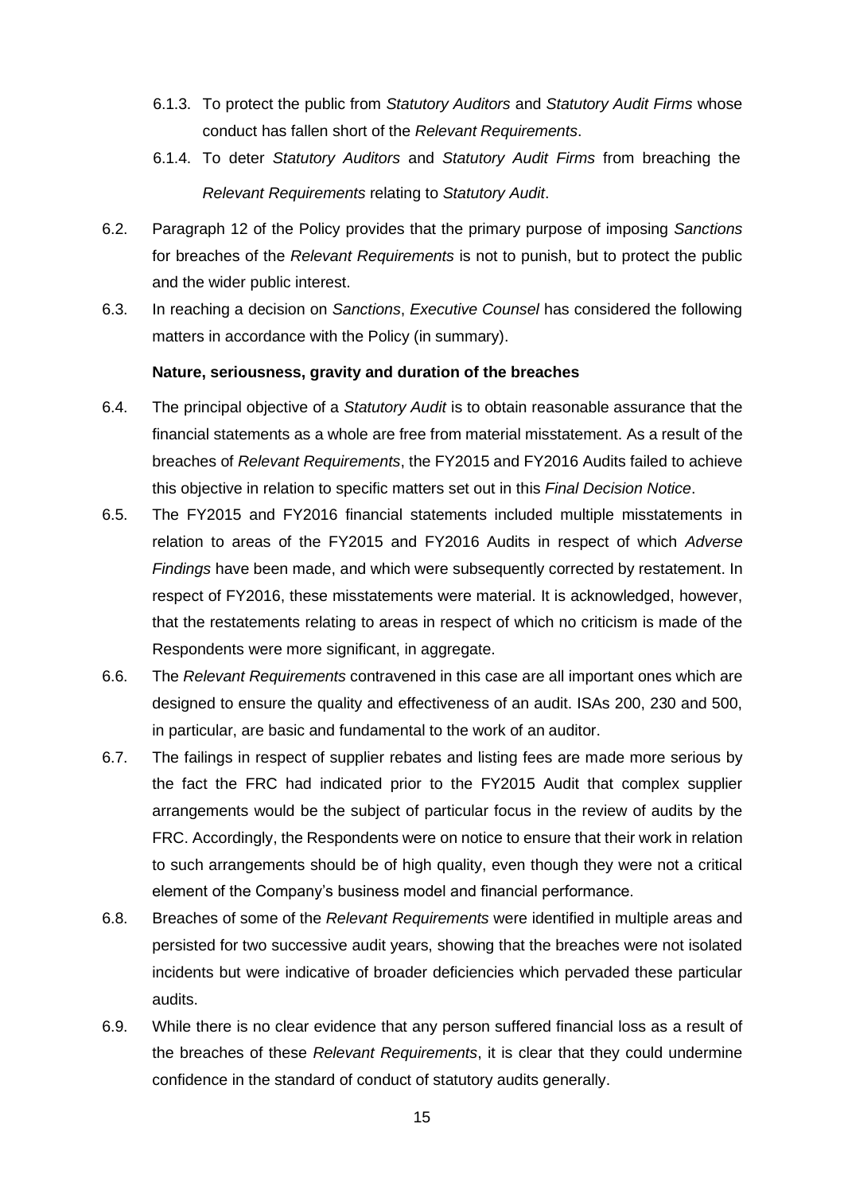6.1.3. To protect the public from *Statutory Auditors* and *Statutory Audit Firms* whose conduct has fallen short of the *Relevant Requirements*.

6.1.4. To deter *Statutory Auditors* and *Statutory Audit Firms* from breaching the *Relevant Requirements* relating to *Statutory Audit*.

6.2. Paragraph 12 of the Policy provides that the primary purpose of imposing *Sanctions* for breaches of the *Relevant Requirements* is not to punish, but to protect the public and the wider public interest.

6.3. In reaching a decision on *Sanctions*, *Executive Counsel* has considered the following matters in accordance with the Policy (in summary).

**Nature, seriousness, gravity and duration of the breaches**

6.4. The principal objective of a *Statutory Audit* is to obtain reasonable assurance that the financial statements as a whole are free from material misstatement. As a result of the breaches of *Relevant Requirements*, the FY2015 and FY2016 Audits failed to achieve this objective in relation to specific matters set out in this *Final Decision Notice*.

6.5. The FY2015 and FY2016 financial statements included multiple misstatements in relation to areas of the FY2015 and FY2016 Audits in respect of which *Adverse Findings* have been made, and which were subsequently corrected by restatement. In respect of FY2016, these misstatements were material. It is acknowledged, however, that the restatements relating to areas in respect of which no criticism is made of the Respondents were more significant, in aggregate.

6.6. The *Relevant Requirements* contravened in this case are all important ones which are designed to ensure the quality and effectiveness of an audit. ISAs 200, 230 and 500, in particular, are basic and fundamental to the work of an auditor.

6.7. The failings in respect of supplier rebates and listing fees are made more serious by the fact the FRC had indicated prior to the FY2015 Audit that complex supplier arrangements would be the subject of particular focus in the review of audits by the FRC. Accordingly, the Respondents were on notice to ensure that their work in relation to such arrangements should be of high quality, even though they were not a critical element of the Company's business model and financial performance.

6.8. Breaches of some of the *Relevant Requirements* were identified in multiple areas and persisted for two successive audit years, showing that the breaches were not isolated incidents but were indicative of broader deficiencies which pervaded these particular audits.

6.9. While there is no clear evidence that any person suffered financial loss as a result of the breaches of these *Relevant Requirements*, it is clear that they could undermine confidence in the standard of conduct of statutory audits generally.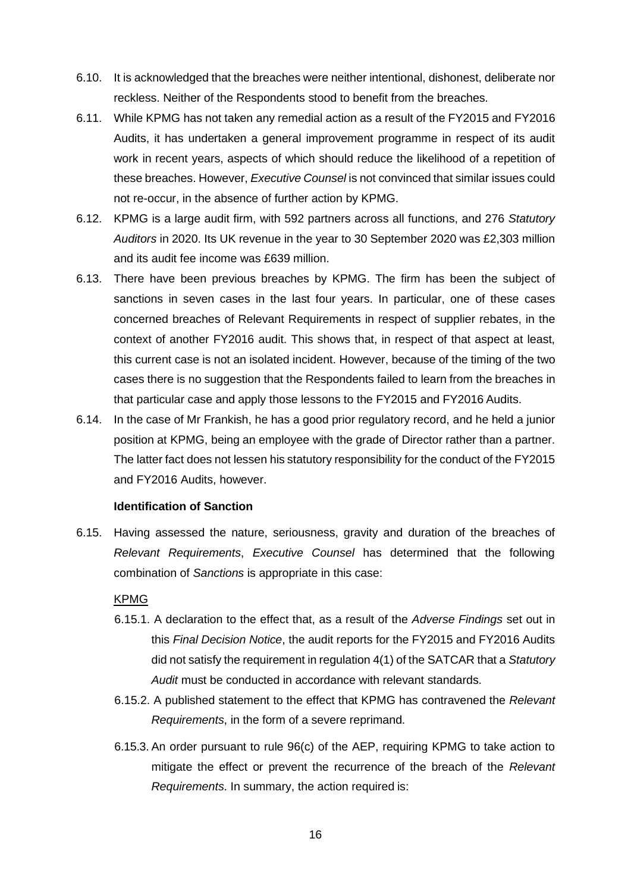6.10. It is acknowledged that the breaches were neither intentional, dishonest, deliberate nor reckless. Neither of the Respondents stood to benefit from the breaches.

6.11. While KPMG has not taken any remedial action as a result of the FY2015 and FY2016 Audits, it has undertaken a general improvement programme in respect of its audit work in recent years, aspects of which should reduce the likelihood of a repetition of these breaches. However, *Executive Counsel* is not convinced that similar issues could not re-occur, in the absence of further action by KPMG.

6.12. KPMG is a large audit firm, with 592 partners across all functions, and 276 *Statutory Auditors* in 2020. Its UK revenue in the year to 30 September 2020 was £2,303 million and its audit fee income was £639 million.

6.13. There have been previous breaches by KPMG. The firm has been the subject of sanctions in seven cases in the last four years. In particular, one of these cases concerned breaches of Relevant Requirements in respect of supplier rebates, in the context of another FY2016 audit. This shows that, in respect of that aspect at least, this current case is not an isolated incident. However, because of the timing of the two cases there is no suggestion that the Respondents failed to learn from the breaches in that particular case and apply those lessons to the FY2015 and FY2016 Audits.

6.14. In the case of Mr Frankish, he has a good prior regulatory record, and he held a junior position at KPMG, being an employee with the grade of Director rather than a partner. The latter fact does not lessen his statutory responsibility for the conduct of the FY2015 and FY2016 Audits, however.

**Identification of Sanction**

6.15. Having assessed the nature, seriousness, gravity and duration of the breaches of *Relevant Requirements*, *Executive Counsel* has determined that the following combination of *Sanctions* is appropriate in this case:

KPMG

6.15.1. A declaration to the effect that, as a result of the *Adverse Findings* set out in this *Final Decision Notice*, the audit reports for the FY2015 and FY2016 Audits did not satisfy the requirement in regulation 4(1) of the SATCAR that a *Statutory Audit* must be conducted in accordance with relevant standards.

6.15.2. A published statement to the effect that KPMG has contravened the *Relevant Requirements*, in the form of a severe reprimand.

6.15.3. An order pursuant to rule 96(c) of the AEP, requiring KPMG to take action to mitigate the effect or prevent the recurrence of the breach of the *Relevant Requirements*. In summary, the action required is: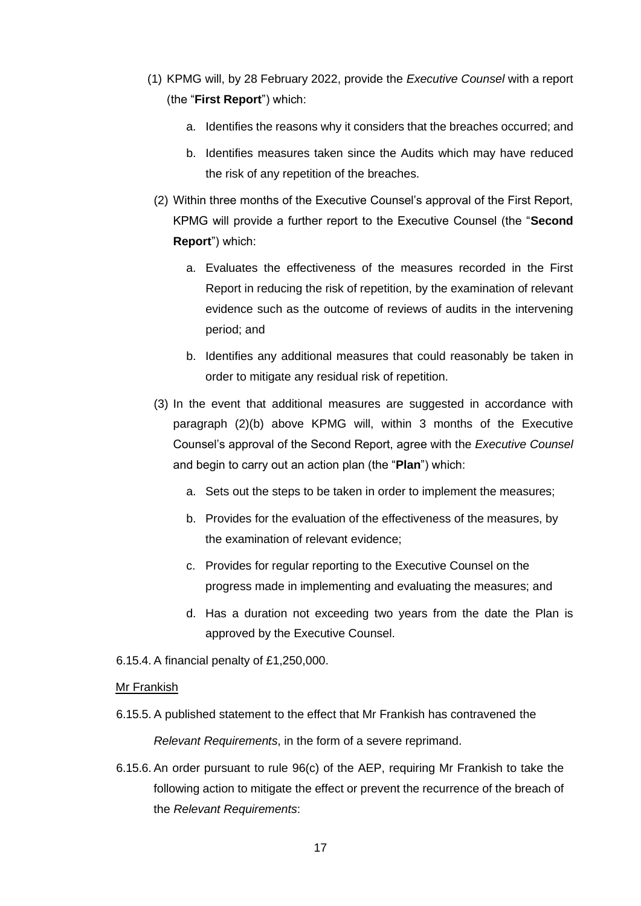(1) KPMG will, by 28 February 2022, provide the *Executive Counsel* with a report (the "**First Report**") which:

   a. Identifies the reasons why it considers that the breaches occurred; and

   b. Identifies measures taken since the Audits which may have reduced the risk of any repetition of the breaches.

(2) Within three months of the Executive Counsel's approval of the First Report, KPMG will provide a further report to the Executive Counsel (the "**Second Report**") which:

   a. Evaluates the effectiveness of the measures recorded in the First Report in reducing the risk of repetition, by the examination of relevant evidence such as the outcome of reviews of audits in the intervening period; and

   b. Identifies any additional measures that could reasonably be taken in order to mitigate any residual risk of repetition.

(3) In the event that additional measures are suggested in accordance with paragraph (2)(b) above KPMG will, within 3 months of the Executive Counsel's approval of the Second Report, agree with the *Executive Counsel* and begin to carry out an action plan (the "**Plan**") which:

   a. Sets out the steps to be taken in order to implement the measures;

   b. Provides for the evaluation of the effectiveness of the measures, by the examination of relevant evidence;

   c. Provides for regular reporting to the Executive Counsel on the progress made in implementing and evaluating the measures; and

   d. Has a duration not exceeding two years from the date the Plan is approved by the Executive Counsel.

6.15.4. A financial penalty of £1,250,000.

<u>Mr Frankish</u>

6.15.5. A published statement to the effect that Mr Frankish has contravened the *Relevant Requirements*, in the form of a severe reprimand.

6.15.6. An order pursuant to rule 96(c) of the AEP, requiring Mr Frankish to take the following action to mitigate the effect or prevent the recurrence of the breach of the *Relevant Requirements*: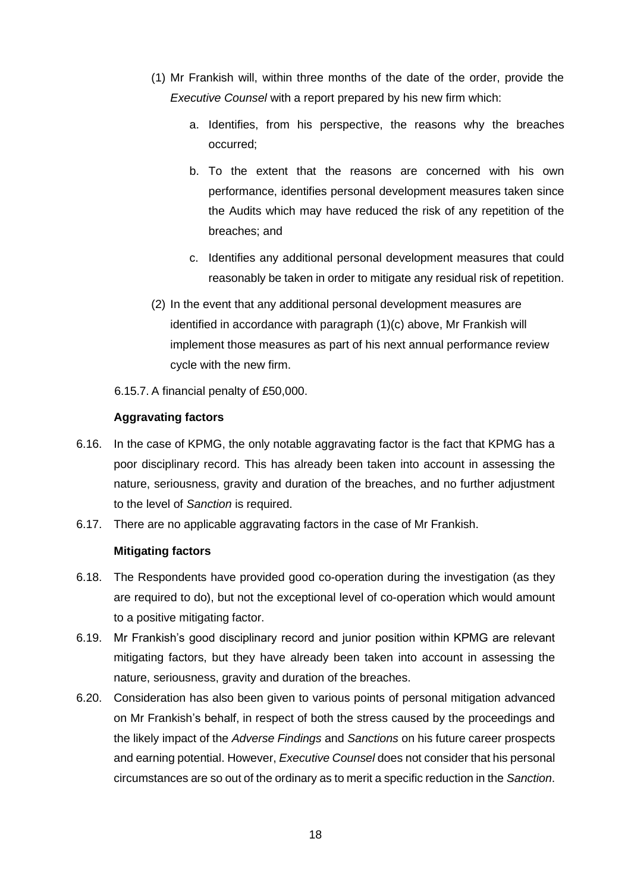(1) Mr Frankish will, within three months of the date of the order, provide the *Executive Counsel* with a report prepared by his new firm which:

   a. Identifies, from his perspective, the reasons why the breaches occurred;

   b. To the extent that the reasons are concerned with his own performance, identifies personal development measures taken since the Audits which may have reduced the risk of any repetition of the breaches; and

   c. Identifies any additional personal development measures that could reasonably be taken in order to mitigate any residual risk of repetition.

(2) In the event that any additional personal development measures are identified in accordance with paragraph (1)(c) above, Mr Frankish will implement those measures as part of his next annual performance review cycle with the new firm.

6.15.7. A financial penalty of £50,000.

**Aggravating factors**

6.16. In the case of KPMG, the only notable aggravating factor is the fact that KPMG has a poor disciplinary record. This has already been taken into account in assessing the nature, seriousness, gravity and duration of the breaches, and no further adjustment to the level of *Sanction* is required.

6.17. There are no applicable aggravating factors in the case of Mr Frankish.

**Mitigating factors**

6.18. The Respondents have provided good co-operation during the investigation (as they are required to do), but not the exceptional level of co-operation which would amount to a positive mitigating factor.

6.19. Mr Frankish's good disciplinary record and junior position within KPMG are relevant mitigating factors, but they have already been taken into account in assessing the nature, seriousness, gravity and duration of the breaches.

6.20. Consideration has also been given to various points of personal mitigation advanced on Mr Frankish's behalf, in respect of both the stress caused by the proceedings and the likely impact of the *Adverse Findings* and *Sanctions* on his future career prospects and earning potential. However, *Executive Counsel* does not consider that his personal circumstances are so out of the ordinary as to merit a specific reduction in the *Sanction*.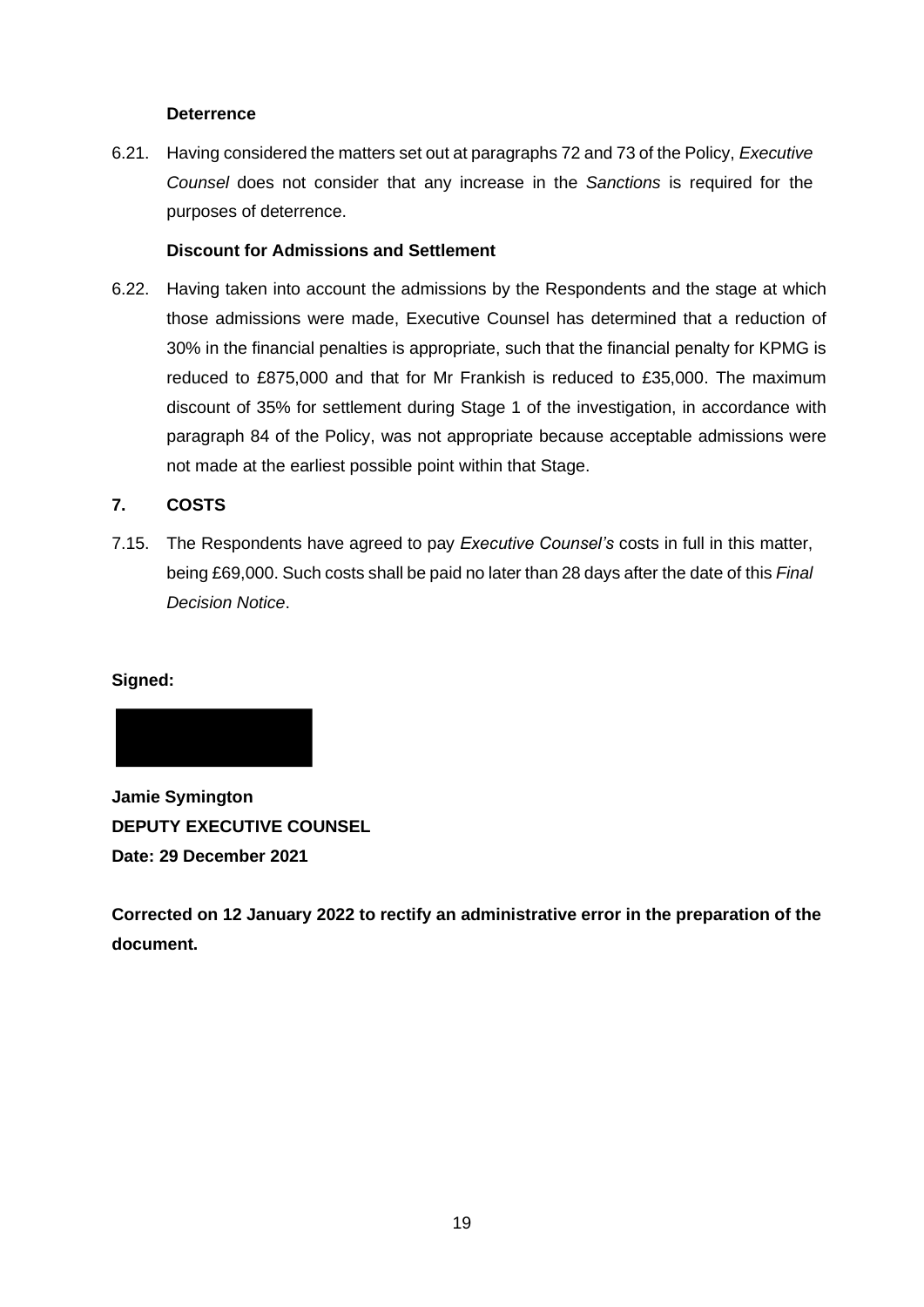**Deterrence**

6.21. Having considered the matters set out at paragraphs 72 and 73 of the Policy, *Executive Counsel* does not consider that any increase in the *Sanctions* is required for the purposes of deterrence.

**Discount for Admissions and Settlement**

6.22. Having taken into account the admissions by the Respondents and the stage at which those admissions were made, Executive Counsel has determined that a reduction of 30% in the financial penalties is appropriate, such that the financial penalty for KPMG is reduced to £875,000 and that for Mr Frankish is reduced to £35,000. The maximum discount of 35% for settlement during Stage 1 of the investigation, in accordance with paragraph 84 of the Policy, was not appropriate because acceptable admissions were not made at the earliest possible point within that Stage.

## 7. COSTS

7.15. The Respondents have agreed to pay *Executive Counsel's* costs in full in this matter, being £69,000. Such costs shall be paid no later than 28 days after the date of this *Final Decision Notice*.

**Signed:**

**Jamie Symington**
**DEPUTY EXECUTIVE COUNSEL**
**Date: 29 December 2021**

**Corrected on 12 January 2022 to rectify an administrative error in the preparation of the document.**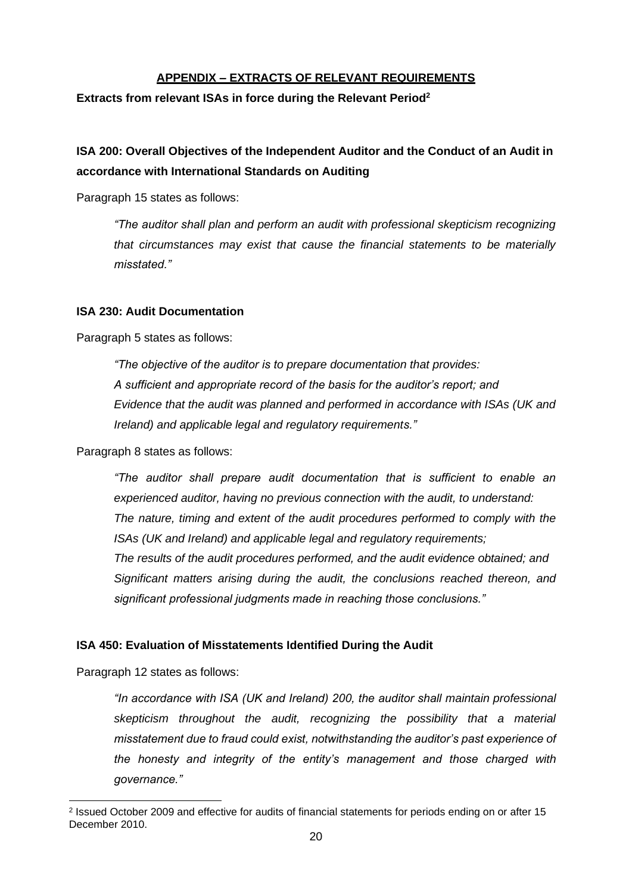## APPENDIX – EXTRACTS OF RELEVANT REQUIREMENTS

**Extracts from relevant ISAs in force during the Relevant Period[2]**

### ISA 200: Overall Objectives of the Independent Auditor and the Conduct of an Audit in accordance with International Standards on Auditing

Paragraph 15 states as follows:

> *"The auditor shall plan and perform an audit with professional skepticism recognizing that circumstances may exist that cause the financial statements to be materially misstated."*

### ISA 230: Audit Documentation

Paragraph 5 states as follows:

> *"The objective of the auditor is to prepare documentation that provides:*
> *A sufficient and appropriate record of the basis for the auditor's report; and*
> *Evidence that the audit was planned and performed in accordance with ISAs (UK and Ireland) and applicable legal and regulatory requirements."*

Paragraph 8 states as follows:

> *"The auditor shall prepare audit documentation that is sufficient to enable an experienced auditor, having no previous connection with the audit, to understand:*
> *The nature, timing and extent of the audit procedures performed to comply with the ISAs (UK and Ireland) and applicable legal and regulatory requirements;*
> *The results of the audit procedures performed, and the audit evidence obtained; and*
> *Significant matters arising during the audit, the conclusions reached thereon, and significant professional judgments made in reaching those conclusions."*

### ISA 450: Evaluation of Misstatements Identified During the Audit

Paragraph 12 states as follows:

> *"In accordance with ISA (UK and Ireland) 200, the auditor shall maintain professional skepticism throughout the audit, recognizing the possibility that a material misstatement due to fraud could exist, notwithstanding the auditor's past experience of the honesty and integrity of the entity's management and those charged with governance."*

---

[2] Issued October 2009 and effective for audits of financial statements for periods ending on or after 15 December 2010.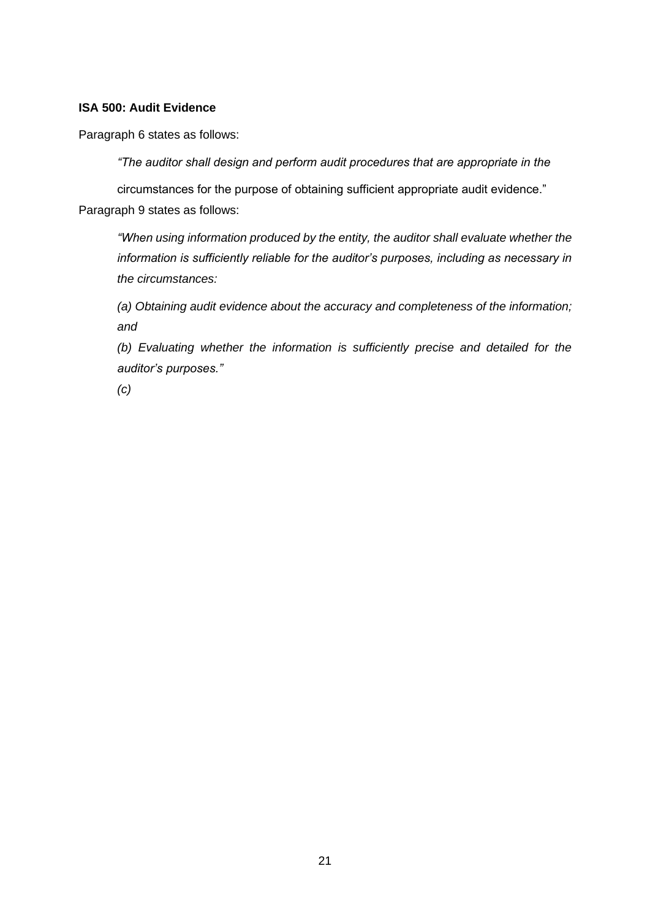**ISA 500: Audit Evidence**

Paragraph 6 states as follows:

> *"The auditor shall design and perform audit procedures that are appropriate in the*
>
> circumstances for the purpose of obtaining sufficient appropriate audit evidence."

Paragraph 9 states as follows:

> *"When using information produced by the entity, the auditor shall evaluate whether the information is sufficiently reliable for the auditor's purposes, including as necessary in the circumstances:*
>
> *(a) Obtaining audit evidence about the accuracy and completeness of the information; and*
>
> *(b) Evaluating whether the information is sufficiently precise and detailed for the auditor's purposes."*
>
> *(c)*